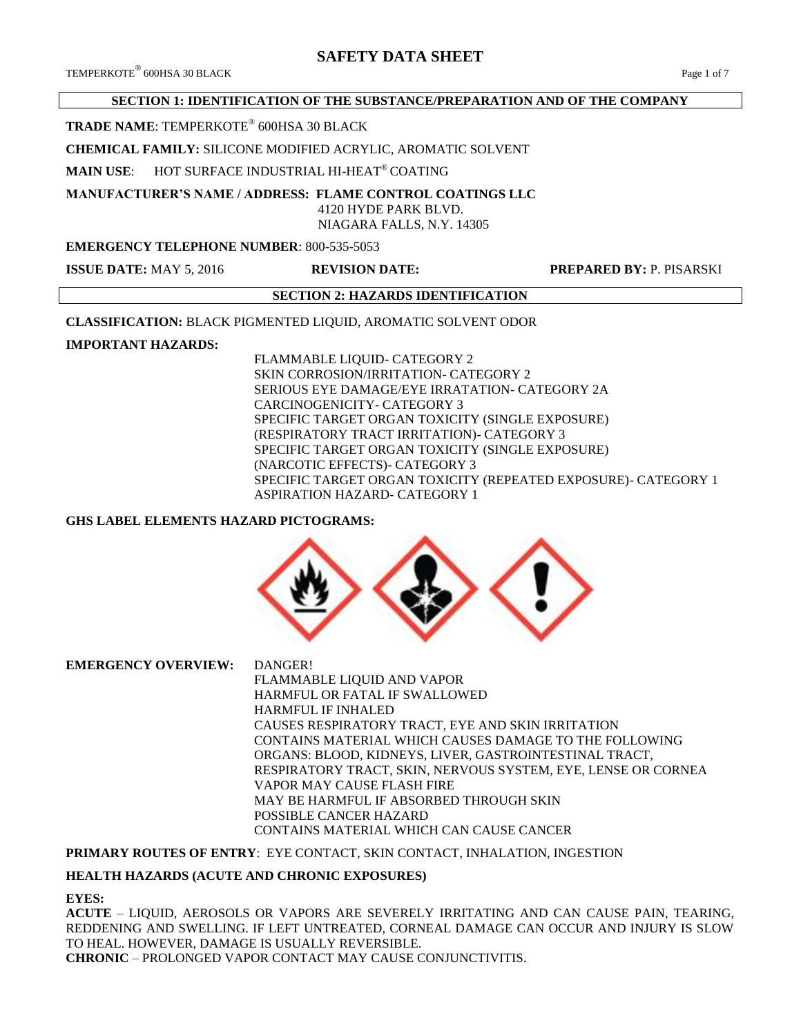# SAFETY DATA SHEET

## SECTION 1: IDENTIFICATION OF THE SUBSTANCE/PREPARATION AND OF THE COMPANY

**TRADE NAME**: TEMPERKOTE® 600HSA 30 BLACK

**CHEMICAL FAMILY:** SILICONE MODIFIED ACRYLIC, AROMATIC SOLVENT

**MAIN USE**: HOT SURFACE INDUSTRIAL HI-HEAT® COATING

**MANUFACTURER'S NAME / ADDRESS: FLAME CONTROL COATINGS LLC**
4120 HYDE PARK BLVD.
NIAGARA FALLS, N.Y. 14305

**EMERGENCY TELEPHONE NUMBER**: 800-535-5053

**ISSUE DATE:** MAY 5, 2016 **REVISION DATE:** **PREPARED BY:** P. PISARSKI

## SECTION 2: HAZARDS IDENTIFICATION

**CLASSIFICATION:** BLACK PIGMENTED LIQUID, AROMATIC SOLVENT ODOR

**IMPORTANT HAZARDS:**

FLAMMABLE LIQUID- CATEGORY 2
SKIN CORROSION/IRRITATION- CATEGORY 2
SERIOUS EYE DAMAGE/EYE IRRATATION- CATEGORY 2A
CARCINOGENICITY- CATEGORY 3
SPECIFIC TARGET ORGAN TOXICITY (SINGLE EXPOSURE) (RESPIRATORY TRACT IRRITATION)- CATEGORY 3
SPECIFIC TARGET ORGAN TOXICITY (SINGLE EXPOSURE) (NARCOTIC EFFECTS)- CATEGORY 3
SPECIFIC TARGET ORGAN TOXICITY (REPEATED EXPOSURE)- CATEGORY 1
ASPIRATION HAZARD- CATEGORY 1

**GHS LABEL ELEMENTS HAZARD PICTOGRAMS:**

**EMERGENCY OVERVIEW:**

DANGER!
FLAMMABLE LIQUID AND VAPOR
HARMFUL OR FATAL IF SWALLOWED
HARMFUL IF INHALED
CAUSES RESPIRATORY TRACT, EYE AND SKIN IRRITATION
CONTAINS MATERIAL WHICH CAUSES DAMAGE TO THE FOLLOWING ORGANS: BLOOD, KIDNEYS, LIVER, GASTROINTESTINAL TRACT, RESPIRATORY TRACT, SKIN, NERVOUS SYSTEM, EYE, LENSE OR CORNEA
VAPOR MAY CAUSE FLASH FIRE
MAY BE HARMFUL IF ABSORBED THROUGH SKIN
POSSIBLE CANCER HAZARD
CONTAINS MATERIAL WHICH CAN CAUSE CANCER

**PRIMARY ROUTES OF ENTRY**: EYE CONTACT, SKIN CONTACT, INHALATION, INGESTION

**HEALTH HAZARDS (ACUTE AND CHRONIC EXPOSURES)**

**EYES:**

**ACUTE** – LIQUID, AEROSOLS OR VAPORS ARE SEVERELY IRRITATING AND CAN CAUSE PAIN, TEARING, REDDENING AND SWELLING. IF LEFT UNTREATED, CORNEAL DAMAGE CAN OCCUR AND INJURY IS SLOW TO HEAL. HOWEVER, DAMAGE IS USUALLY REVERSIBLE.

**CHRONIC** – PROLONGED VAPOR CONTACT MAY CAUSE CONJUNCTIVITIS.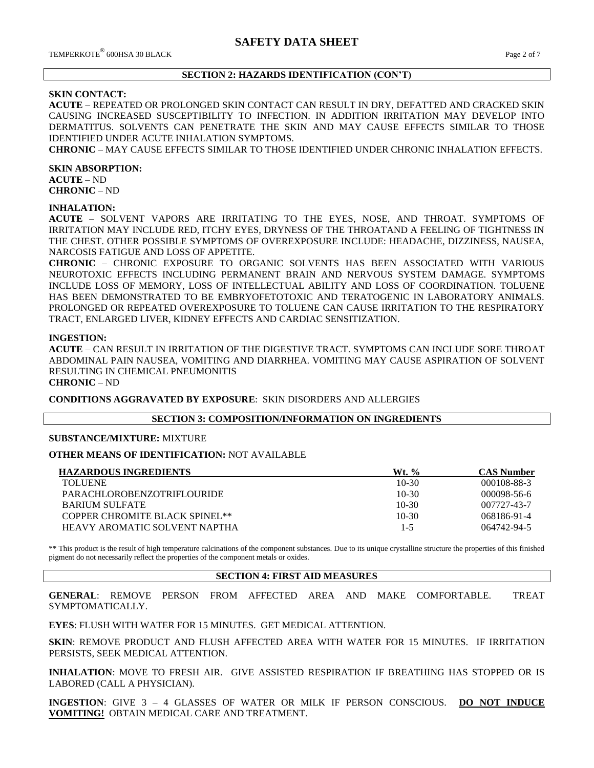## SECTION 2: HAZARDS IDENTIFICATION (CON'T)

**SKIN CONTACT:**

**ACUTE** – REPEATED OR PROLONGED SKIN CONTACT CAN RESULT IN DRY, DEFATTED AND CRACKED SKIN CAUSING INCREASED SUSCEPTIBILITY TO INFECTION. IN ADDITION IRRITATION MAY DEVELOP INTO DERMATITUS. SOLVENTS CAN PENETRATE THE SKIN AND MAY CAUSE EFFECTS SIMILAR TO THOSE IDENTIFIED UNDER ACUTE INHALATION SYMPTOMS.

**CHRONIC** – MAY CAUSE EFFECTS SIMILAR TO THOSE IDENTIFIED UNDER CHRONIC INHALATION EFFECTS.

**SKIN ABSORPTION:**

**ACUTE** – ND

**CHRONIC** – ND

**INHALATION:**

**ACUTE** – SOLVENT VAPORS ARE IRRITATING TO THE EYES, NOSE, AND THROAT. SYMPTOMS OF IRRITATION MAY INCLUDE RED, ITCHY EYES, DRYNESS OF THE THROATAND A FEELING OF TIGHTNESS IN THE CHEST. OTHER POSSIBLE SYMPTOMS OF OVEREXPOSURE INCLUDE: HEADACHE, DIZZINESS, NAUSEA, NARCOSIS FATIGUE AND LOSS OF APPETITE.

**CHRONIC** – CHRONIC EXPOSURE TO ORGANIC SOLVENTS HAS BEEN ASSOCIATED WITH VARIOUS NEUROTOXIC EFFECTS INCLUDING PERMANENT BRAIN AND NERVOUS SYSTEM DAMAGE. SYMPTOMS INCLUDE LOSS OF MEMORY, LOSS OF INTELLECTUAL ABILITY AND LOSS OF COORDINATION. TOLUENE HAS BEEN DEMONSTRATED TO BE EMBRYOFETOTOXIC AND TERATOGENIC IN LABORATORY ANIMALS. PROLONGED OR REPEATED OVEREXPOSURE TO TOLUENE CAN CAUSE IRRITATION TO THE RESPIRATORY TRACT, ENLARGED LIVER, KIDNEY EFFECTS AND CARDIAC SENSITIZATION.

**INGESTION:**

**ACUTE** – CAN RESULT IN IRRITATION OF THE DIGESTIVE TRACT. SYMPTOMS CAN INCLUDE SORE THROAT ABDOMINAL PAIN NAUSEA, VOMITING AND DIARRHEA. VOMITING MAY CAUSE ASPIRATION OF SOLVENT RESULTING IN CHEMICAL PNEUMONITIS

**CHRONIC** – ND

**CONDITIONS AGGRAVATED BY EXPOSURE**: SKIN DISORDERS AND ALLERGIES

## SECTION 3: COMPOSITION/INFORMATION ON INGREDIENTS

**SUBSTANCE/MIXTURE:** MIXTURE

**OTHER MEANS OF IDENTIFICATION:** NOT AVAILABLE

| HAZARDOUS INGREDIENTS | Wt. % | CAS Number |
|---|---|---|
| TOLUENE | 10-30 | 000108-88-3 |
| PARACHLOROBENZOTRIFLOURIDE | 10-30 | 000098-56-6 |
| BARIUM SULFATE | 10-30 | 007727-43-7 |
| COPPER CHROMITE BLACK SPINEL** | 10-30 | 068186-91-4 |
| HEAVY AROMATIC SOLVENT NAPTHA | 1-5 | 064742-94-5 |

** This product is the result of high temperature calcinations of the component substances. Due to its unique crystalline structure the properties of this finished pigment do not necessarily reflect the properties of the component metals or oxides.

## SECTION 4: FIRST AID MEASURES

**GENERAL**: REMOVE PERSON FROM AFFECTED AREA AND MAKE COMFORTABLE. TREAT SYMPTOMATICALLY.

**EYES**: FLUSH WITH WATER FOR 15 MINUTES. GET MEDICAL ATTENTION.

**SKIN**: REMOVE PRODUCT AND FLUSH AFFECTED AREA WITH WATER FOR 15 MINUTES. IF IRRITATION PERSISTS, SEEK MEDICAL ATTENTION.

**INHALATION**: MOVE TO FRESH AIR. GIVE ASSISTED RESPIRATION IF BREATHING HAS STOPPED OR IS LABORED (CALL A PHYSICIAN).

**INGESTION**: GIVE 3 – 4 GLASSES OF WATER OR MILK IF PERSON CONSCIOUS. **DO NOT INDUCE VOMITING!** OBTAIN MEDICAL CARE AND TREATMENT.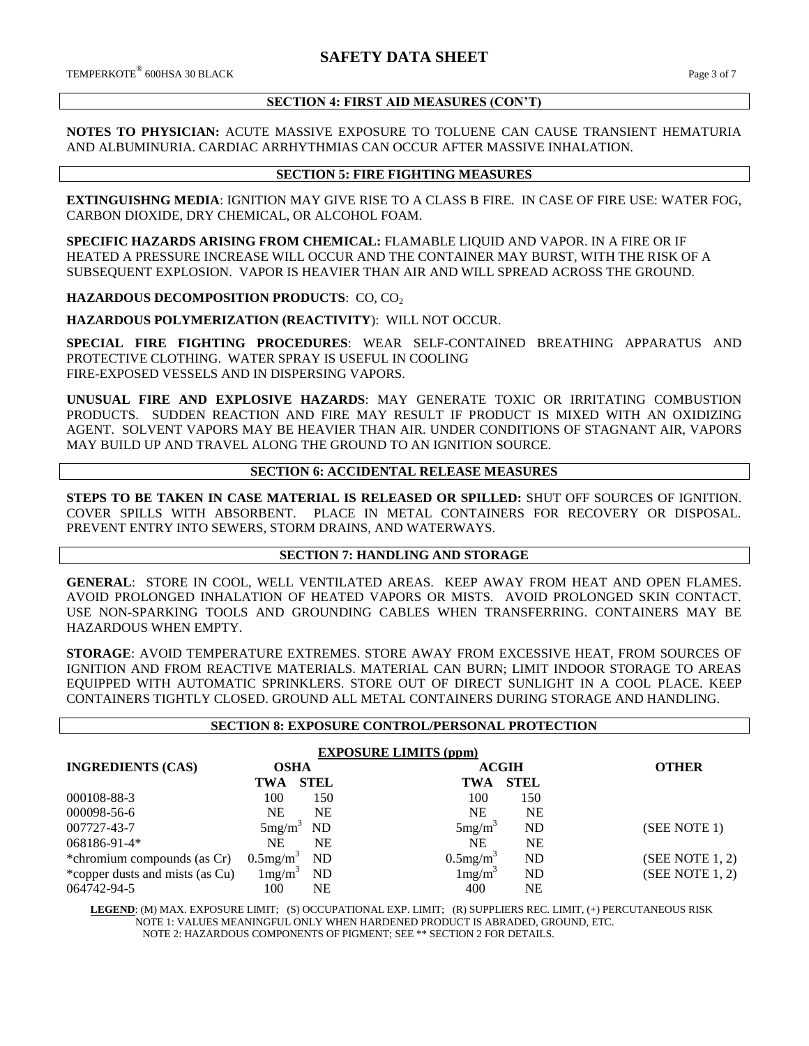## SECTION 4: FIRST AID MEASURES (CON'T)

**NOTES TO PHYSICIAN:** ACUTE MASSIVE EXPOSURE TO TOLUENE CAN CAUSE TRANSIENT HEMATURIA AND ALBUMINURIA. CARDIAC ARRHYTHMIAS CAN OCCUR AFTER MASSIVE INHALATION.

## SECTION 5: FIRE FIGHTING MEASURES

**EXTINGUISHNG MEDIA**: IGNITION MAY GIVE RISE TO A CLASS B FIRE. IN CASE OF FIRE USE: WATER FOG, CARBON DIOXIDE, DRY CHEMICAL, OR ALCOHOL FOAM.

**SPECIFIC HAZARDS ARISING FROM CHEMICAL:** FLAMABLE LIQUID AND VAPOR. IN A FIRE OR IF HEATED A PRESSURE INCREASE WILL OCCUR AND THE CONTAINER MAY BURST, WITH THE RISK OF A SUBSEQUENT EXPLOSION. VAPOR IS HEAVIER THAN AIR AND WILL SPREAD ACROSS THE GROUND.

**HAZARDOUS DECOMPOSITION PRODUCTS**: CO, $CO_2$

**HAZARDOUS POLYMERIZATION (REACTIVITY**): WILL NOT OCCUR.

**SPECIAL FIRE FIGHTING PROCEDURES**: WEAR SELF-CONTAINED BREATHING APPARATUS AND PROTECTIVE CLOTHING. WATER SPRAY IS USEFUL IN COOLING FIRE-EXPOSED VESSELS AND IN DISPERSING VAPORS.

**UNUSUAL FIRE AND EXPLOSIVE HAZARDS**: MAY GENERATE TOXIC OR IRRITATING COMBUSTION PRODUCTS. SUDDEN REACTION AND FIRE MAY RESULT IF PRODUCT IS MIXED WITH AN OXIDIZING AGENT. SOLVENT VAPORS MAY BE HEAVIER THAN AIR. UNDER CONDITIONS OF STAGNANT AIR, VAPORS MAY BUILD UP AND TRAVEL ALONG THE GROUND TO AN IGNITION SOURCE.

## SECTION 6: ACCIDENTAL RELEASE MEASURES

**STEPS TO BE TAKEN IN CASE MATERIAL IS RELEASED OR SPILLED:** SHUT OFF SOURCES OF IGNITION. COVER SPILLS WITH ABSORBENT. PLACE IN METAL CONTAINERS FOR RECOVERY OR DISPOSAL. PREVENT ENTRY INTO SEWERS, STORM DRAINS, AND WATERWAYS.

## SECTION 7: HANDLING AND STORAGE

**GENERAL**: STORE IN COOL, WELL VENTILATED AREAS. KEEP AWAY FROM HEAT AND OPEN FLAMES. AVOID PROLONGED INHALATION OF HEATED VAPORS OR MISTS. AVOID PROLONGED SKIN CONTACT. USE NON-SPARKING TOOLS AND GROUNDING CABLES WHEN TRANSFERRING. CONTAINERS MAY BE HAZARDOUS WHEN EMPTY.

**STORAGE**: AVOID TEMPERATURE EXTREMES. STORE AWAY FROM EXCESSIVE HEAT, FROM SOURCES OF IGNITION AND FROM REACTIVE MATERIALS. MATERIAL CAN BURN; LIMIT INDOOR STORAGE TO AREAS EQUIPPED WITH AUTOMATIC SPRINKLERS. STORE OUT OF DIRECT SUNLIGHT IN A COOL PLACE. KEEP CONTAINERS TIGHTLY CLOSED. GROUND ALL METAL CONTAINERS DURING STORAGE AND HANDLING.

## SECTION 8: EXPOSURE CONTROL/PERSONAL PROTECTION

**EXPOSURE LIMITS (ppm)**

| INGREDIENTS (CAS) | OSHA | | ACGIH | | OTHER |
|---|---|---|---|---|---|
| | TWA | STEL | TWA | STEL | |
| 000108-88-3 | 100 | 150 | 100 | 150 | |
| 000098-56-6 | NE | NE | NE | NE | |
| 007727-43-7 | $5mg/m^3$ | ND | $5mg/m^3$ | ND | (SEE NOTE 1) |
| 068186-91-4* | NE | NE | NE | NE | |
| *chromium compounds (as Cr) | $0.5mg/m^3$ | ND | $0.5mg/m^3$ | ND | (SEE NOTE 1, 2) |
| *copper dusts and mists (as Cu) | $1mg/m^3$ | ND | $1mg/m^3$ | ND | (SEE NOTE 1, 2) |
| 064742-94-5 | 100 | NE | 400 | NE | |

**LEGEND**: (M) MAX. EXPOSURE LIMIT; (S) OCCUPATIONAL EXP. LIMIT; (R) SUPPLIERS REC. LIMIT, (+) PERCUTANEOUS RISK
NOTE 1: VALUES MEANINGFUL ONLY WHEN HARDENED PRODUCT IS ABRADED, GROUND, ETC.
NOTE 2: HAZARDOUS COMPONENTS OF PIGMENT; SEE ** SECTION 2 FOR DETAILS.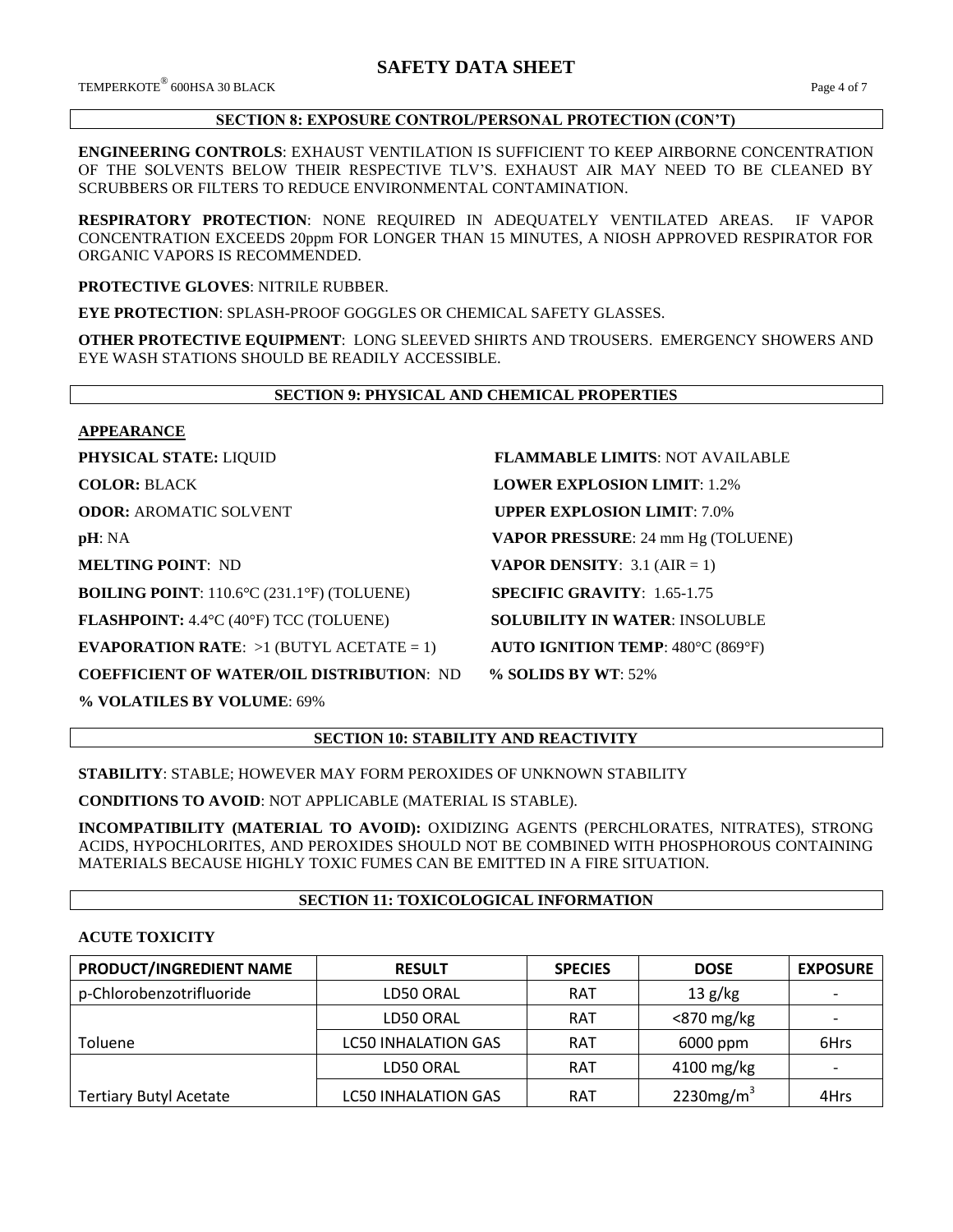## SECTION 8: EXPOSURE CONTROL/PERSONAL PROTECTION (CON'T)

**ENGINEERING CONTROLS**: EXHAUST VENTILATION IS SUFFICIENT TO KEEP AIRBORNE CONCENTRATION OF THE SOLVENTS BELOW THEIR RESPECTIVE TLV'S. EXHAUST AIR MAY NEED TO BE CLEANED BY SCRUBBERS OR FILTERS TO REDUCE ENVIRONMENTAL CONTAMINATION.

**RESPIRATORY PROTECTION**: NONE REQUIRED IN ADEQUATELY VENTILATED AREAS. IF VAPOR CONCENTRATION EXCEEDS 20ppm FOR LONGER THAN 15 MINUTES, A NIOSH APPROVED RESPIRATOR FOR ORGANIC VAPORS IS RECOMMENDED.

**PROTECTIVE GLOVES**: NITRILE RUBBER.

**EYE PROTECTION**: SPLASH-PROOF GOGGLES OR CHEMICAL SAFETY GLASSES.

**OTHER PROTECTIVE EQUIPMENT**: LONG SLEEVED SHIRTS AND TROUSERS. EMERGENCY SHOWERS AND EYE WASH STATIONS SHOULD BE READILY ACCESSIBLE.

## SECTION 9: PHYSICAL AND CHEMICAL PROPERTIES

**APPEARANCE**

**PHYSICAL STATE:** LIQUID

**COLOR:** BLACK

**ODOR:** AROMATIC SOLVENT

**pH**: NA

**MELTING POINT**: ND

**BOILING POINT**: 110.6°C (231.1°F) (TOLUENE)

**FLASHPOINT:** 4.4°C (40°F) TCC (TOLUENE)

**EVAPORATION RATE**: >1 (BUTYL ACETATE = 1)

**COEFFICIENT OF WATER/OIL DISTRIBUTION**: ND

**% VOLATILES BY VOLUME**: 69%

**FLAMMABLE LIMITS**: NOT AVAILABLE

**LOWER EXPLOSION LIMIT**: 1.2%

**UPPER EXPLOSION LIMIT**: 7.0%

**VAPOR PRESSURE**: 24 mm Hg (TOLUENE)

**VAPOR DENSITY**: 3.1 (AIR = 1)

**SPECIFIC GRAVITY**: 1.65-1.75

**SOLUBILITY IN WATER**: INSOLUBLE

**AUTO IGNITION TEMP**: 480°C (869°F)

**% SOLIDS BY WT**: 52%

## SECTION 10: STABILITY AND REACTIVITY

**STABILITY**: STABLE; HOWEVER MAY FORM PEROXIDES OF UNKNOWN STABILITY

**CONDITIONS TO AVOID**: NOT APPLICABLE (MATERIAL IS STABLE).

**INCOMPATIBILITY (MATERIAL TO AVOID):** OXIDIZING AGENTS (PERCHLORATES, NITRATES), STRONG ACIDS, HYPOCHLORITES, AND PEROXIDES SHOULD NOT BE COMBINED WITH PHOSPHOROUS CONTAINING MATERIALS BECAUSE HIGHLY TOXIC FUMES CAN BE EMITTED IN A FIRE SITUATION.

## SECTION 11: TOXICOLOGICAL INFORMATION

**ACUTE TOXICITY**

| PRODUCT/INGREDIENT NAME | RESULT | SPECIES | DOSE | EXPOSURE |
|---|---|---|---|---|
| p-Chlorobenzotrifluoride | LD50 ORAL | RAT | 13 g/kg | - |
| Toluene | LD50 ORAL | RAT | <870 mg/kg | - |
| | LC50 INHALATION GAS | RAT | 6000 ppm | 6Hrs |
| Tertiary Butyl Acetate | LD50 ORAL | RAT | 4100 mg/kg | - |
| | LC50 INHALATION GAS | RAT | 2230mg/m$^3$ | 4Hrs |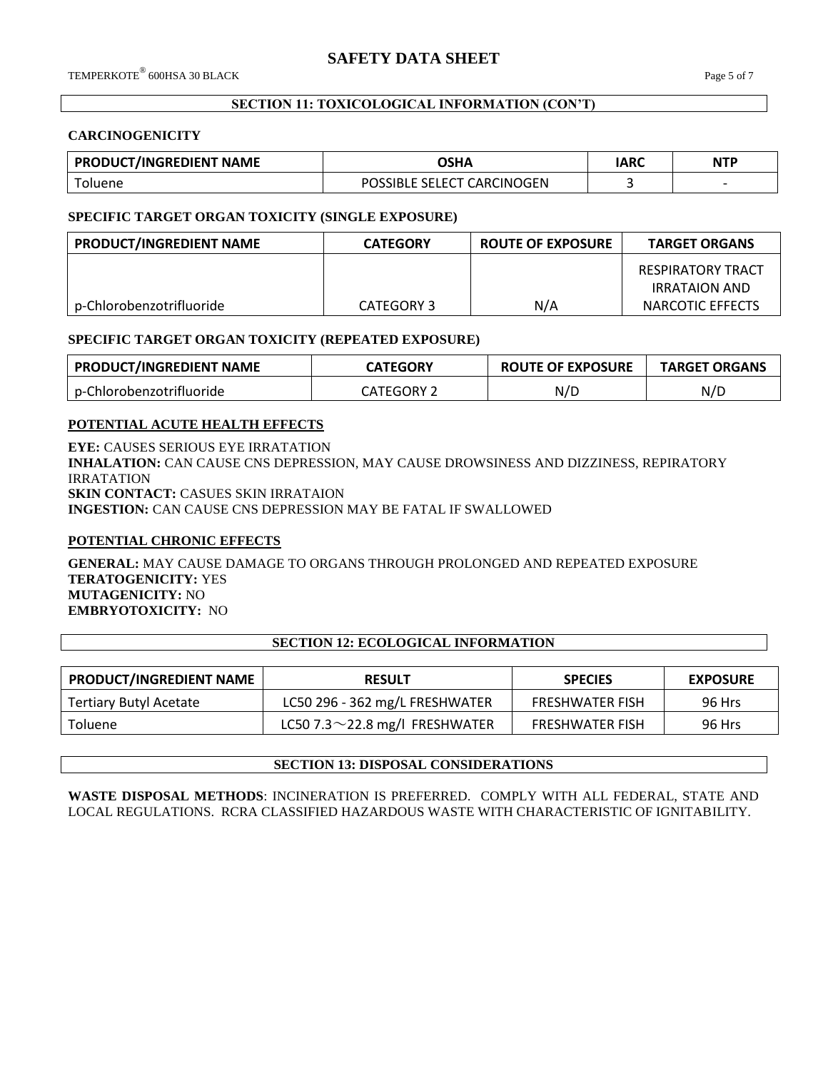## SECTION 11: TOXICOLOGICAL INFORMATION (CON'T)

### CARCINOGENICITY

| PRODUCT/INGREDIENT NAME | OSHA | IARC | NTP |
|---|---|---|---|
| Toluene | POSSIBLE SELECT CARCINOGEN | 3 | - |

### SPECIFIC TARGET ORGAN TOXICITY (SINGLE EXPOSURE)

| PRODUCT/INGREDIENT NAME | CATEGORY | ROUTE OF EXPOSURE | TARGET ORGANS |
|---|---|---|---|
| p-Chlorobenzotrifluoride | CATEGORY 3 | N/A | RESPIRATORY TRACT IRRATAION AND NARCOTIC EFFECTS |

### SPECIFIC TARGET ORGAN TOXICITY (REPEATED EXPOSURE)

| PRODUCT/INGREDIENT NAME | CATEGORY | ROUTE OF EXPOSURE | TARGET ORGANS |
|---|---|---|---|
| p-Chlorobenzotrifluoride | CATEGORY 2 | N/D | N/D |

### POTENTIAL ACUTE HEALTH EFFECTS

**EYE:** CAUSES SERIOUS EYE IRRATATION
**INHALATION:** CAN CAUSE CNS DEPRESSION, MAY CAUSE DROWSINESS AND DIZZINESS, REPIRATORY IRRATATION
**SKIN CONTACT:** CASUES SKIN IRRATAION
**INGESTION:** CAN CAUSE CNS DEPRESSION MAY BE FATAL IF SWALLOWED

### POTENTIAL CHRONIC EFFECTS

**GENERAL:** MAY CAUSE DAMAGE TO ORGANS THROUGH PROLONGED AND REPEATED EXPOSURE
**TERATOGENICITY:** YES
**MUTAGENICITY:** NO
**EMBRYOTOXICITY:** NO

## SECTION 12: ECOLOGICAL INFORMATION

| PRODUCT/INGREDIENT NAME | RESULT | SPECIES | EXPOSURE |
|---|---|---|---|
| Tertiary Butyl Acetate | LC50 296 - 362 mg/L FRESHWATER | FRESHWATER FISH | 96 Hrs |
| Toluene | LC50 7.3～22.8 mg/l FRESHWATER | FRESHWATER FISH | 96 Hrs |

## SECTION 13: DISPOSAL CONSIDERATIONS

**WASTE DISPOSAL METHODS**: INCINERATION IS PREFERRED. COMPLY WITH ALL FEDERAL, STATE AND LOCAL REGULATIONS. RCRA CLASSIFIED HAZARDOUS WASTE WITH CHARACTERISTIC OF IGNITABILITY.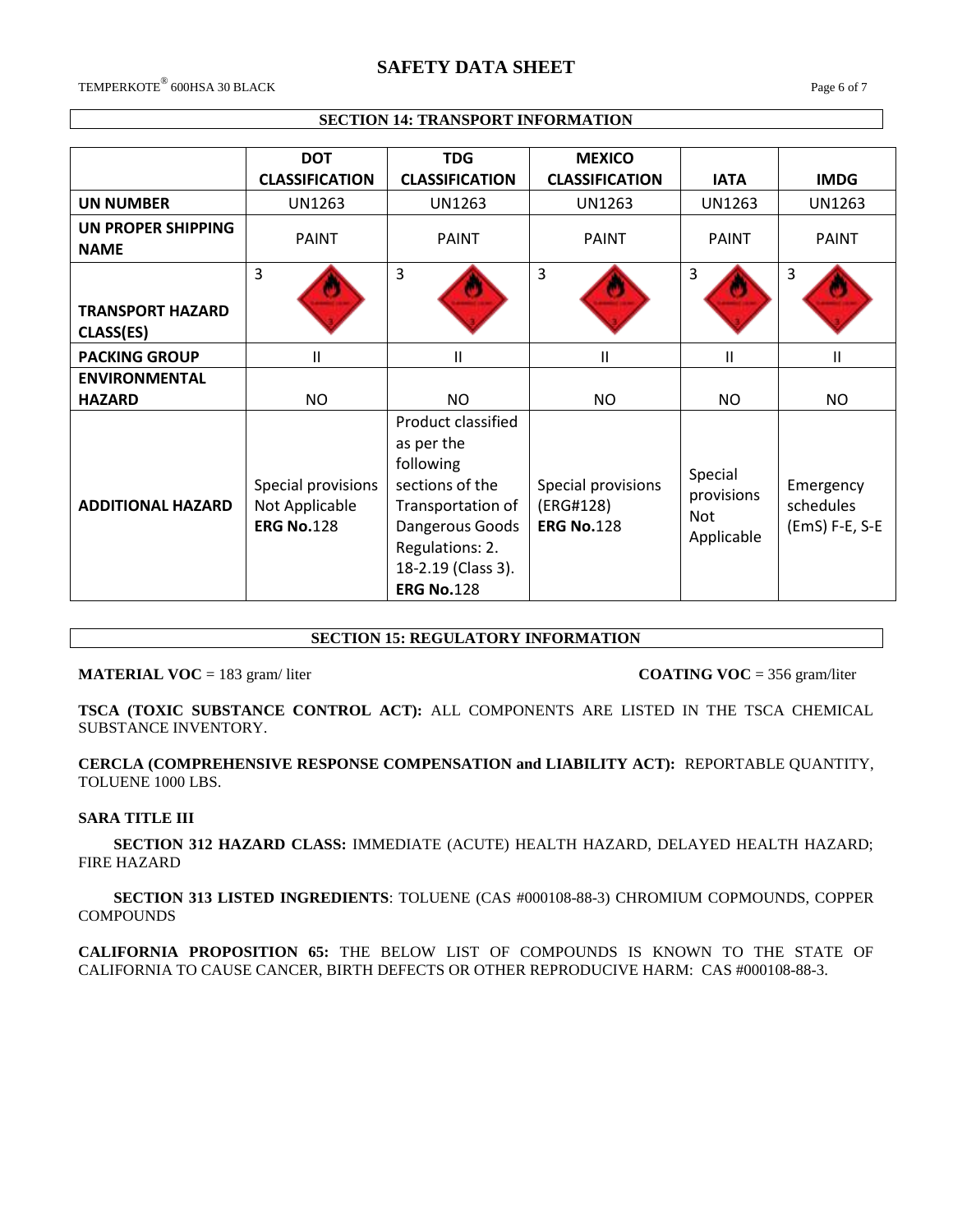## SECTION 14: TRANSPORT INFORMATION

| | DOT CLASSIFICATION | TDG CLASSIFICATION | MEXICO CLASSIFICATION | IATA | IMDG |
|---|---|---|---|---|---|
| **UN NUMBER** | UN1263 | UN1263 | UN1263 | UN1263 | UN1263 |
| **UN PROPER SHIPPING NAME** | PAINT | PAINT | PAINT | PAINT | PAINT |
| **TRANSPORT HAZARD CLASS(ES)** | 3 | 3 | 3 | 3 | 3 |
| **PACKING GROUP** | II | II | II | II | II |
| **ENVIRONMENTAL HAZARD** | NO | NO | NO | NO | NO |
| **ADDITIONAL HAZARD** | Special provisions Not Applicable **ERG No.**128 | Product classified as per the following sections of the Transportation of Dangerous Goods Regulations: 2. 18-2.19 (Class 3). **ERG No.**128 | Special provisions (ERG#128) **ERG No.**128 | Special provisions Not Applicable | Emergency schedules (EmS) F-E, S-E |

## SECTION 15: REGULATORY INFORMATION

**MATERIAL VOC** = 183 gram/ liter

**COATING VOC** = 356 gram/liter

**TSCA (TOXIC SUBSTANCE CONTROL ACT):** ALL COMPONENTS ARE LISTED IN THE TSCA CHEMICAL SUBSTANCE INVENTORY.

**CERCLA (COMPREHENSIVE RESPONSE COMPENSATION and LIABILITY ACT):** REPORTABLE QUANTITY, TOLUENE 1000 LBS.

**SARA TITLE III**

**SECTION 312 HAZARD CLASS:** IMMEDIATE (ACUTE) HEALTH HAZARD, DELAYED HEALTH HAZARD; FIRE HAZARD

**SECTION 313 LISTED INGREDIENTS**: TOLUENE (CAS #000108-88-3) CHROMIUM COPMOUNDS, COPPER COMPOUNDS

**CALIFORNIA PROPOSITION 65:** THE BELOW LIST OF COMPOUNDS IS KNOWN TO THE STATE OF CALIFORNIA TO CAUSE CANCER, BIRTH DEFECTS OR OTHER REPRODUCIVE HARM: CAS #000108-88-3.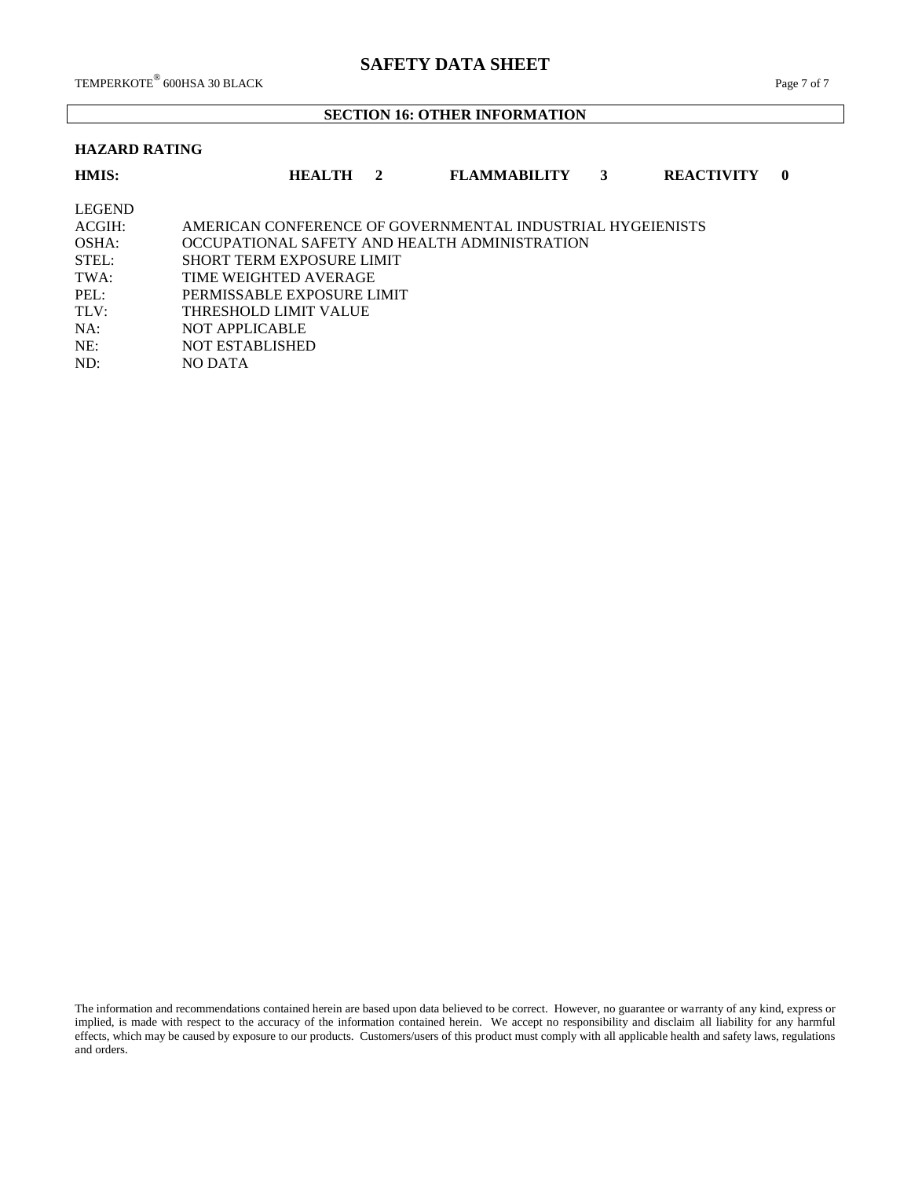## SECTION 16: OTHER INFORMATION

**HAZARD RATING**

| | | | | | | |
|---|---|---|---|---|---|---|
| **HMIS:** | **HEALTH** | **2** | **FLAMMABILITY** | **3** | **REACTIVITY** | **0** |

LEGEND

| | |
|---|---|
| ACGIH: | AMERICAN CONFERENCE OF GOVERNMENTAL INDUSTRIAL HYGEIENISTS |
| OSHA: | OCCUPATIONAL SAFETY AND HEALTH ADMINISTRATION |
| STEL: | SHORT TERM EXPOSURE LIMIT |
| TWA: | TIME WEIGHTED AVERAGE |
| PEL: | PERMISSABLE EXPOSURE LIMIT |
| TLV: | THRESHOLD LIMIT VALUE |
| NA: | NOT APPLICABLE |
| NE: | NOT ESTABLISHED |
| ND: | NO DATA |

The information and recommendations contained herein are based upon data believed to be correct. However, no guarantee or warranty of any kind, express or implied, is made with respect to the accuracy of the information contained herein. We accept no responsibility and disclaim all liability for any harmful effects, which may be caused by exposure to our products. Customers/users of this product must comply with all applicable health and safety laws, regulations and orders.